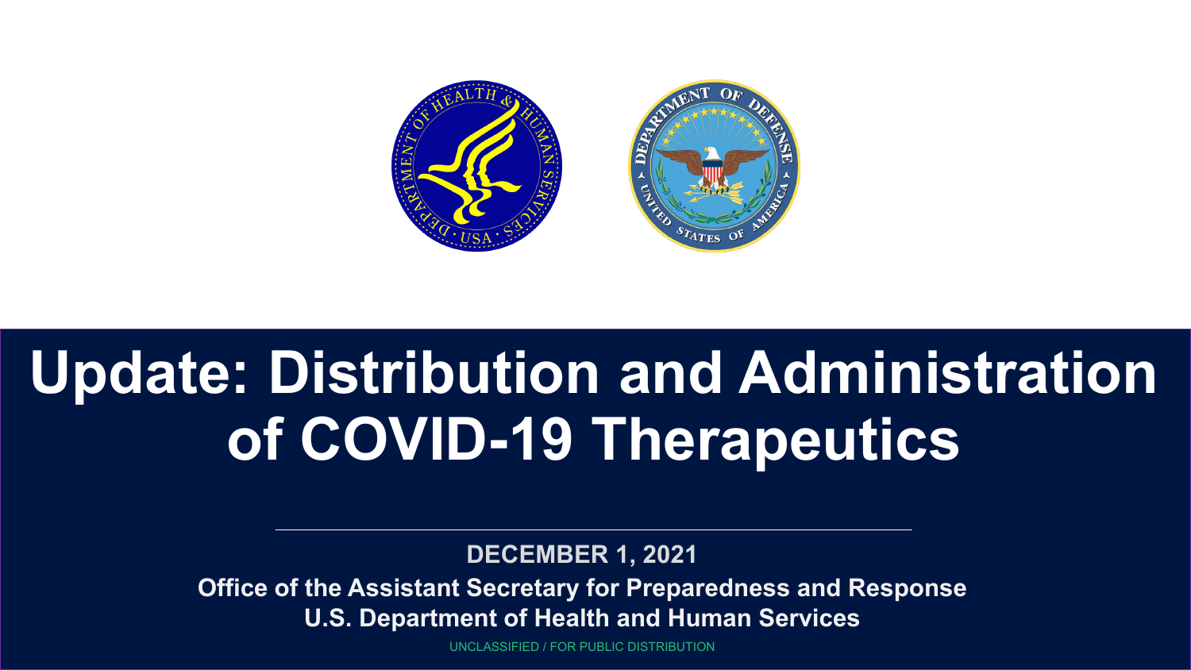# Update: Distribution and Administration of COVID-19 Therapeutics

**DECEMBER 1, 2021**

**Office of the Assistant Secretary for Preparedness and Response**
**U.S. Department of Health and Human Services**

UNCLASSIFIED / FOR PUBLIC DISTRIBUTION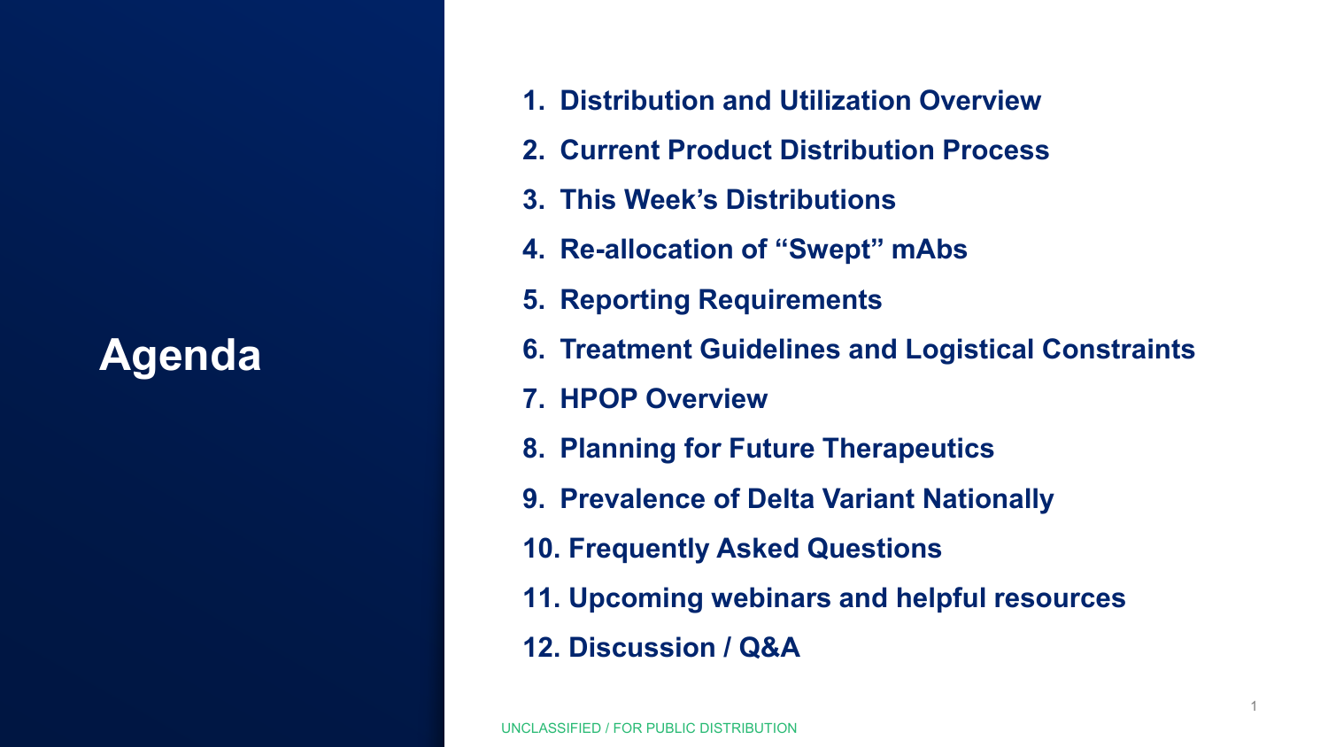# Agenda

1. Distribution and Utilization Overview
2. Current Product Distribution Process
3. This Week's Distributions
4. Re-allocation of "Swept" mAbs
5. Reporting Requirements
6. Treatment Guidelines and Logistical Constraints
7. HPOP Overview
8. Planning for Future Therapeutics
9. Prevalence of Delta Variant Nationally
10. Frequently Asked Questions
11. Upcoming webinars and helpful resources
12. Discussion / Q&A

UNCLASSIFIED / FOR PUBLIC DISTRIBUTION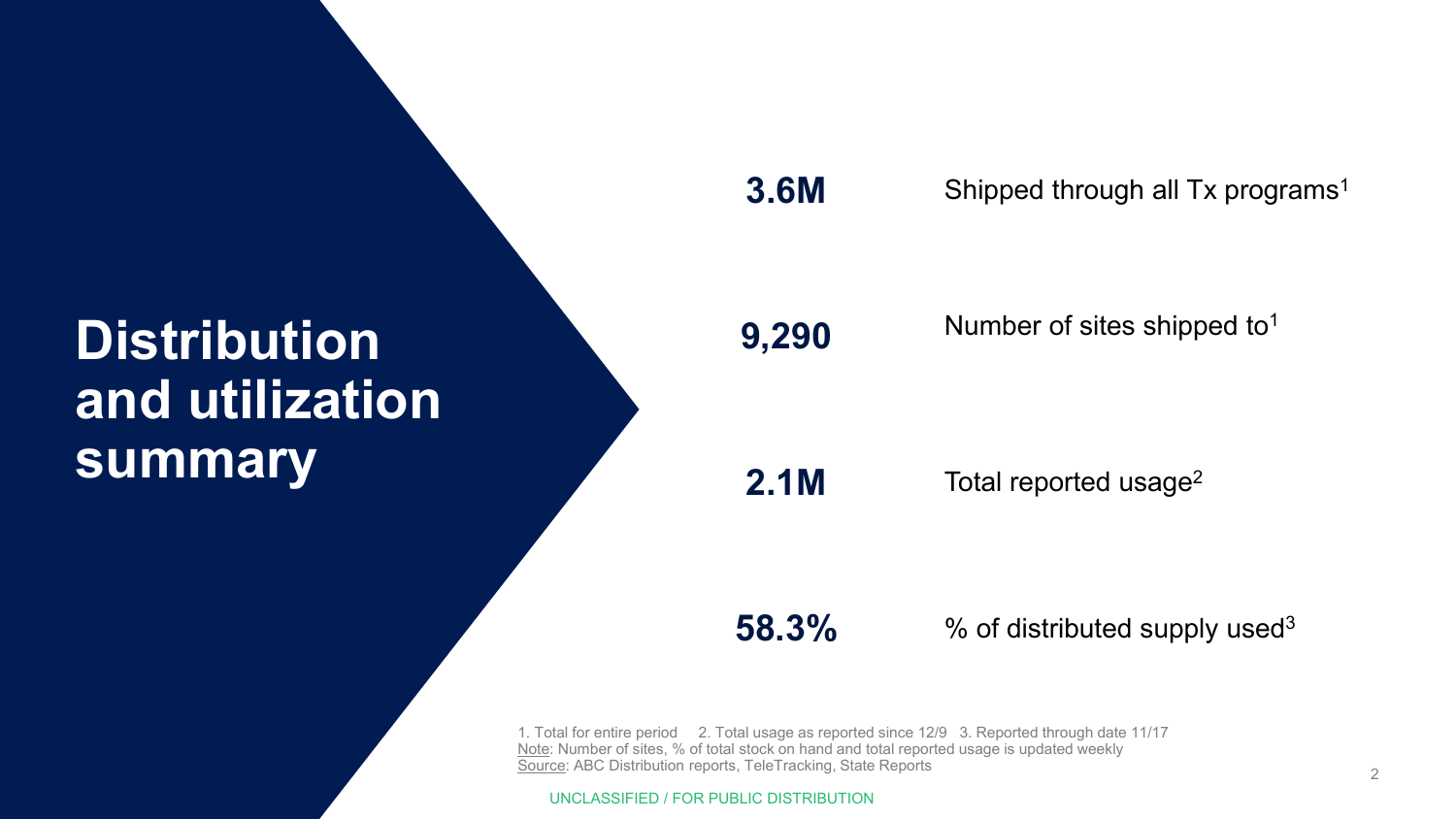# Distribution and utilization summary

**3.6M** Shipped through all Tx programs[1]

**9,290** Number of sites shipped to[1]

**2.1M** Total reported usage[2]

**58.3%** % of distributed supply used[3]

1. Total for entire period 2. Total usage as reported since 12/9 3. Reported through date 11/17

Note: Number of sites, % of total stock on hand and total reported usage is updated weekly

Source: ABC Distribution reports, TeleTracking, State Reports

UNCLASSIFIED / FOR PUBLIC DISTRIBUTION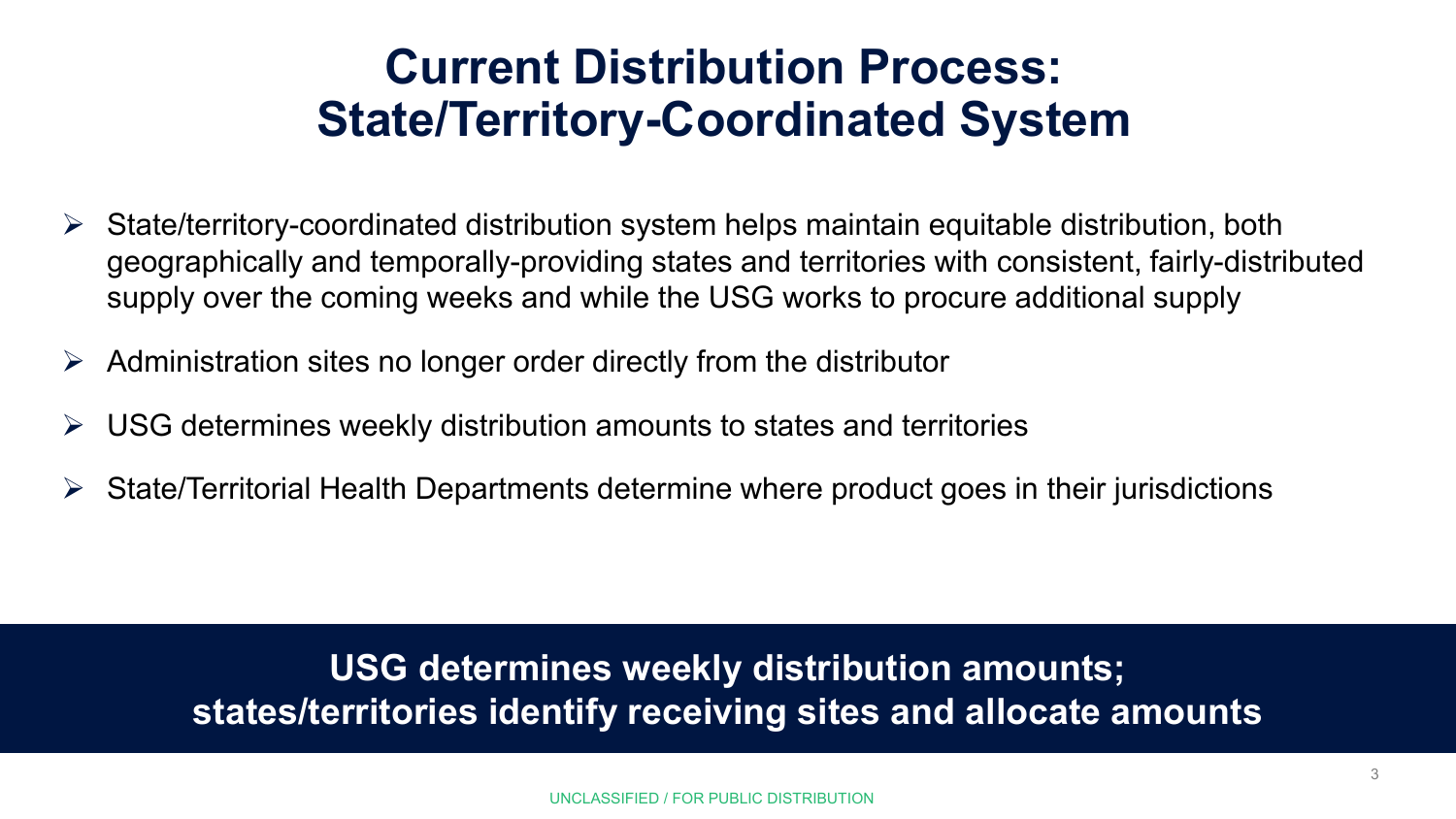# Current Distribution Process: State/Territory-Coordinated System

- State/territory-coordinated distribution system helps maintain equitable distribution, both geographically and temporally-providing states and territories with consistent, fairly-distributed supply over the coming weeks and while the USG works to procure additional supply
- Administration sites no longer order directly from the distributor
- USG determines weekly distribution amounts to states and territories
- State/Territorial Health Departments determine where product goes in their jurisdictions

**USG determines weekly distribution amounts; states/territories identify receiving sites and allocate amounts**

UNCLASSIFIED / FOR PUBLIC DISTRIBUTION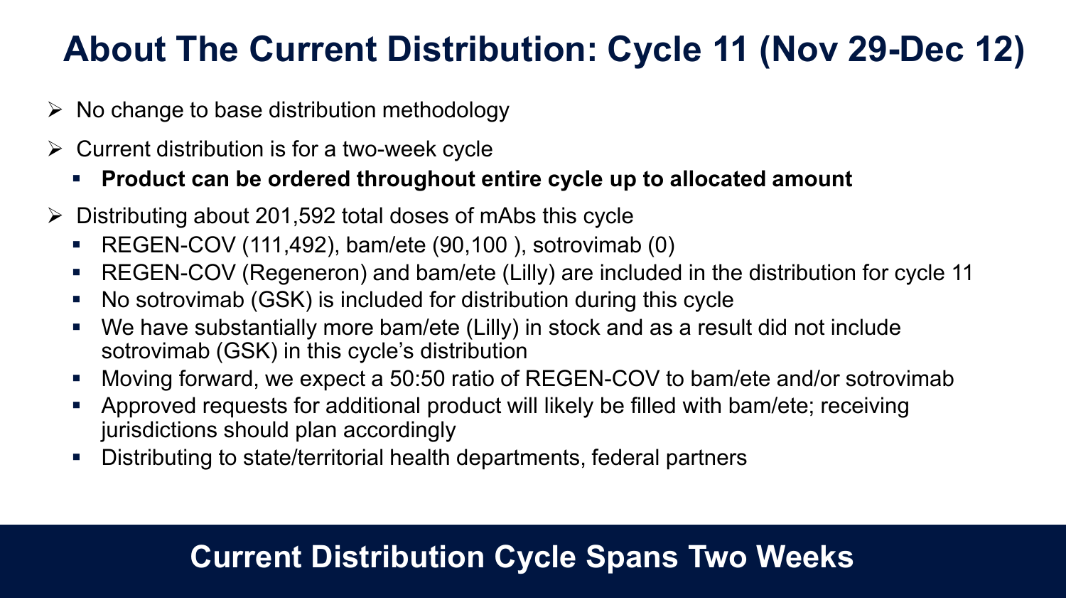# About The Current Distribution: Cycle 11 (Nov 29-Dec 12)

- No change to base distribution methodology
- Current distribution is for a two-week cycle
  - **Product can be ordered throughout entire cycle up to allocated amount**
- Distributing about 201,592 total doses of mAbs this cycle
  - REGEN-COV (111,492), bam/ete (90,100 ), sotrovimab (0)
  - REGEN-COV (Regeneron) and bam/ete (Lilly) are included in the distribution for cycle 11
  - No sotrovimab (GSK) is included for distribution during this cycle
  - We have substantially more bam/ete (Lilly) in stock and as a result did not include sotrovimab (GSK) in this cycle's distribution
  - Moving forward, we expect a 50:50 ratio of REGEN-COV to bam/ete and/or sotrovimab
  - Approved requests for additional product will likely be filled with bam/ete; receiving jurisdictions should plan accordingly
  - Distributing to state/territorial health departments, federal partners

**Current Distribution Cycle Spans Two Weeks**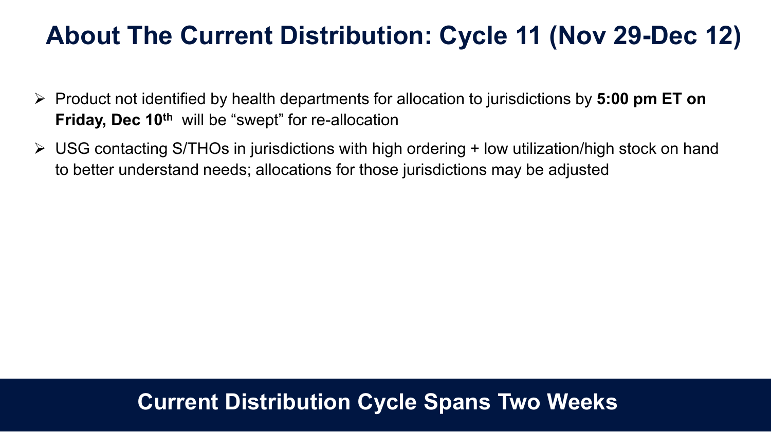# About The Current Distribution: Cycle 11 (Nov 29-Dec 12)

- Product not identified by health departments for allocation to jurisdictions by **5:00 pm ET on Friday, Dec 10th** will be "swept" for re-allocation
- USG contacting S/THOs in jurisdictions with high ordering + low utilization/high stock on hand to better understand needs; allocations for those jurisdictions may be adjusted

**Current Distribution Cycle Spans Two Weeks**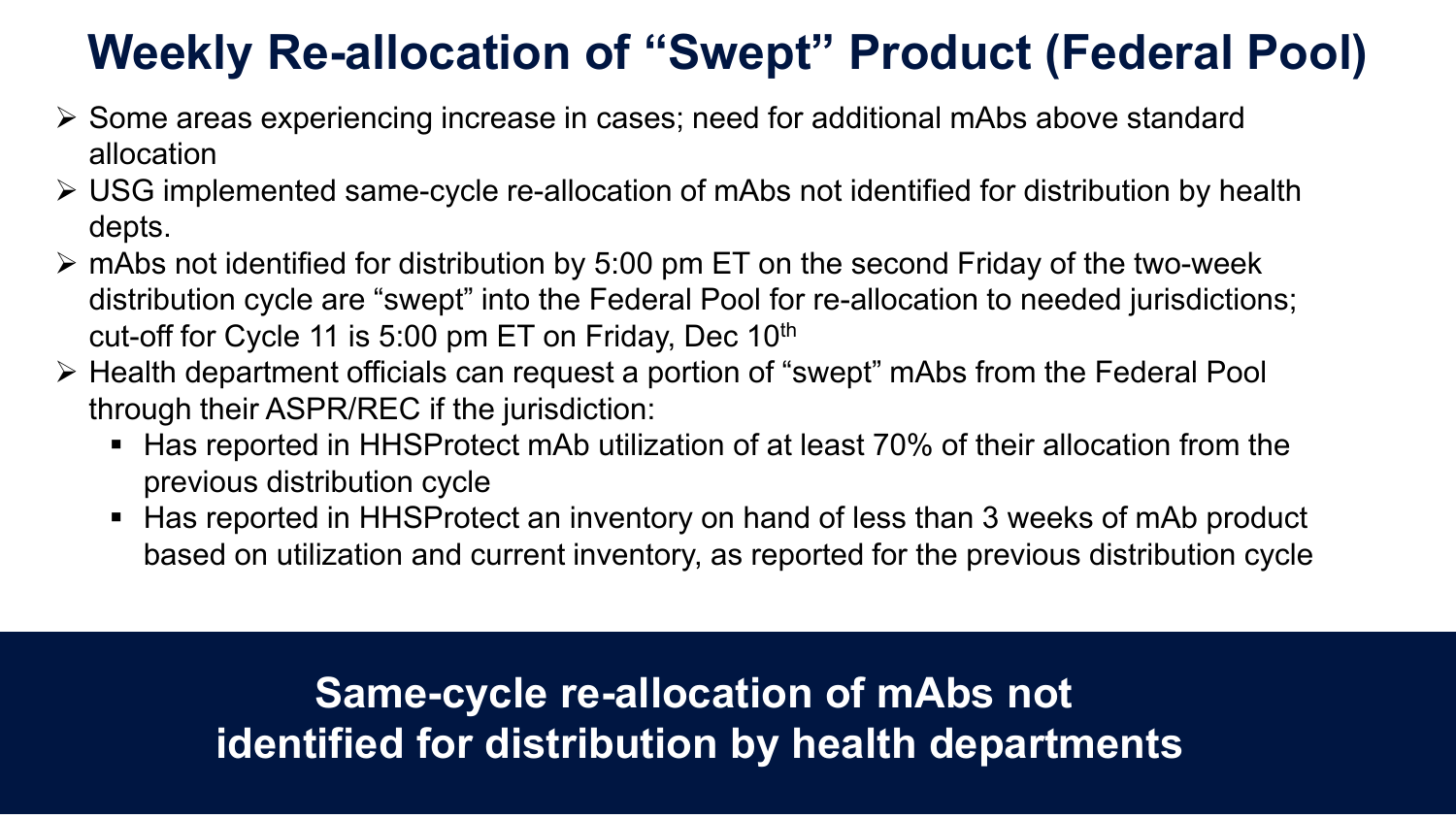# Weekly Re-allocation of "Swept" Product (Federal Pool)

- Some areas experiencing increase in cases; need for additional mAbs above standard allocation
- USG implemented same-cycle re-allocation of mAbs not identified for distribution by health depts.
- mAbs not identified for distribution by 5:00 pm ET on the second Friday of the two-week distribution cycle are "swept" into the Federal Pool for re-allocation to needed jurisdictions; cut-off for Cycle 11 is 5:00 pm ET on Friday, Dec 10th
- Health department officials can request a portion of "swept" mAbs from the Federal Pool through their ASPR/REC if the jurisdiction:
  - Has reported in HHSProtect mAb utilization of at least 70% of their allocation from the previous distribution cycle
  - Has reported in HHSProtect an inventory on hand of less than 3 weeks of mAb product based on utilization and current inventory, as reported for the previous distribution cycle

**Same-cycle re-allocation of mAbs not identified for distribution by health departments**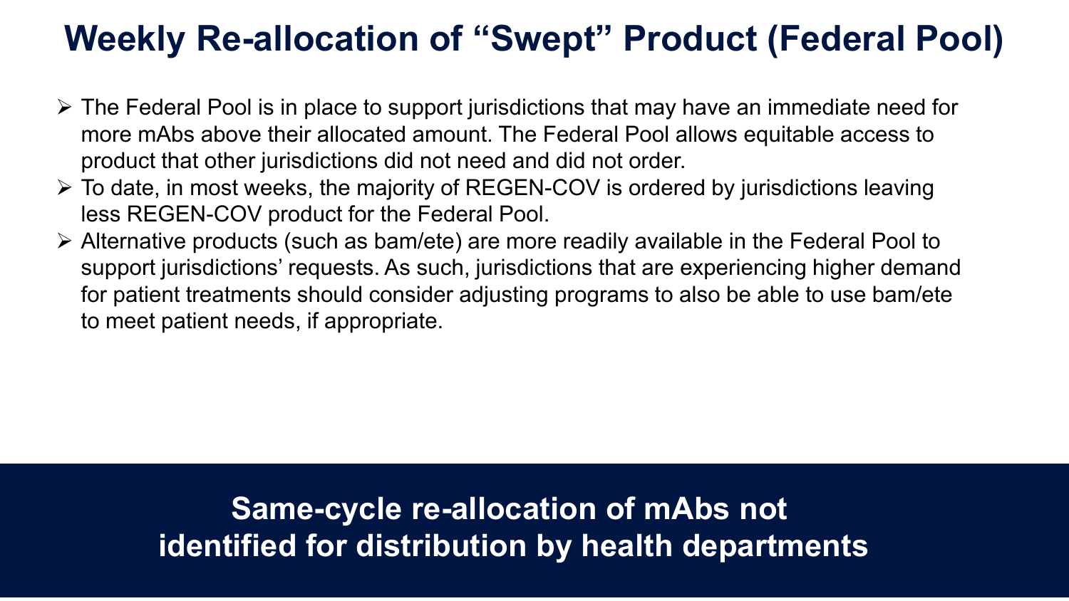# Weekly Re-allocation of “Swept” Product (Federal Pool)

- The Federal Pool is in place to support jurisdictions that may have an immediate need for more mAbs above their allocated amount. The Federal Pool allows equitable access to product that other jurisdictions did not need and did not order.
- To date, in most weeks, the majority of REGEN-COV is ordered by jurisdictions leaving less REGEN-COV product for the Federal Pool.
- Alternative products (such as bam/ete) are more readily available in the Federal Pool to support jurisdictions’ requests. As such, jurisdictions that are experiencing higher demand for patient treatments should consider adjusting programs to also be able to use bam/ete to meet patient needs, if appropriate.

**Same-cycle re-allocation of mAbs not identified for distribution by health departments**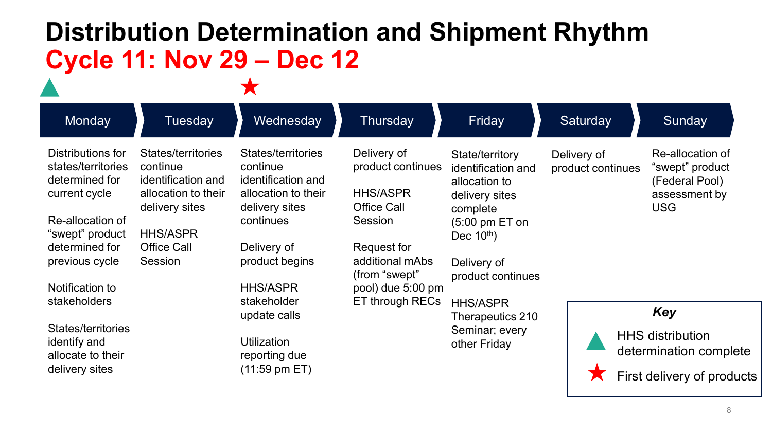# Distribution Determination and Shipment Rhythm

## Cycle 11: Nov 29 – Dec 12

| Monday ▲ | Tuesday | Wednesday ★ | Thursday | Friday | Saturday | Sunday |
|---|---|---|---|---|---|---|
| Distributions for states/territories determined for current cycle<br><br>Re-allocation of "swept" product determined for previous cycle<br><br>Notification to stakeholders<br><br>States/territories identify and allocate to their delivery sites | States/territories continue identification and allocation to their delivery sites<br><br>HHS/ASPR Office Call Session | States/territories continue identification and allocation to their delivery sites continues<br><br>Delivery of product begins<br><br>HHS/ASPR stakeholder update calls<br><br>Utilization reporting due (11:59 pm ET) | Delivery of product continues<br><br>HHS/ASPR Office Call Session<br><br>Request for additional mAbs (from "swept" pool) due 5:00 pm ET through RECs | State/territory identification and allocation to delivery sites complete (5:00 pm ET on Dec 10th)<br><br>Delivery of product continues<br><br>HHS/ASPR Therapeutics 210 Seminar; every other Friday | Delivery of product continues | Re-allocation of "swept" product (Federal Pool) assessment by USG |

**Key**

- ▲ HHS distribution determination complete
- ★ First delivery of products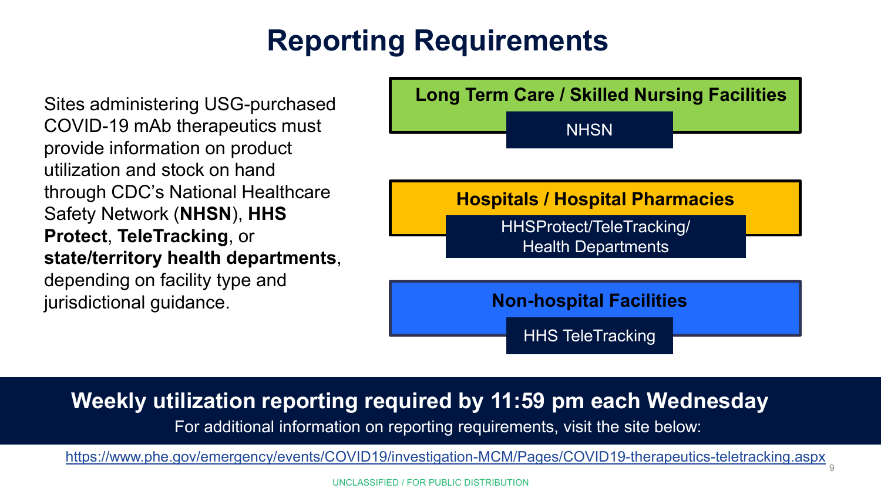# Reporting Requirements

Sites administering USG-purchased COVID-19 mAb therapeutics must provide information on product utilization and stock on hand through CDC's National Healthcare Safety Network (**NHSN**), **HHS Protect**, **TeleTracking**, or **state/territory health departments**, depending on facility type and jurisdictional guidance.

**Long Term Care / Skilled Nursing Facilities**

NHSN

**Hospitals / Hospital Pharmacies**

HHSProtect/TeleTracking/ Health Departments

**Non-hospital Facilities**

HHS TeleTracking

**Weekly utilization reporting required by 11:59 pm each Wednesday**

For additional information on reporting requirements, visit the site below:

https://www.phe.gov/emergency/events/COVID19/investigation-MCM/Pages/COVID19-therapeutics-teletracking.aspx

UNCLASSIFIED / FOR PUBLIC DISTRIBUTION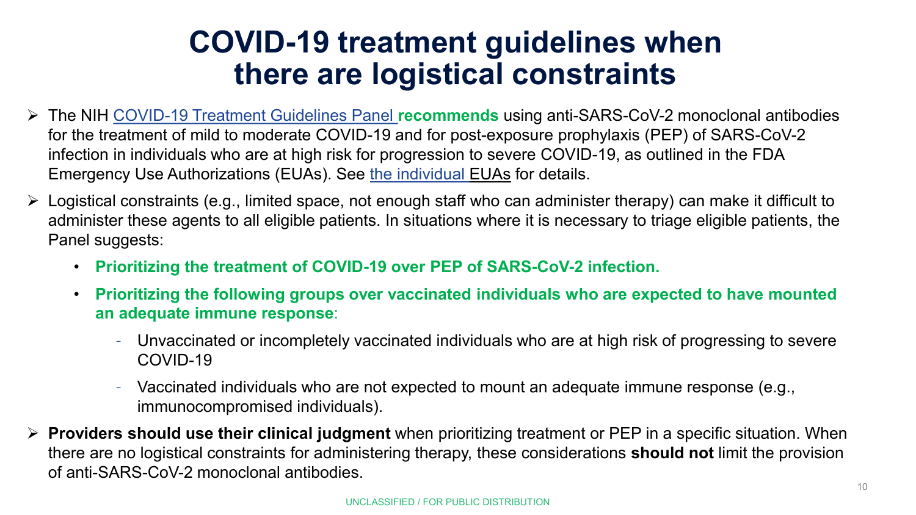# COVID-19 treatment guidelines when there are logistical constraints

- The NIH COVID-19 Treatment Guidelines Panel **recommends** using anti-SARS-CoV-2 monoclonal antibodies for the treatment of mild to moderate COVID-19 and for post-exposure prophylaxis (PEP) of SARS-CoV-2 infection in individuals who are at high risk for progression to severe COVID-19, as outlined in the FDA Emergency Use Authorizations (EUAs). See the individual EUAs for details.
- Logistical constraints (e.g., limited space, not enough staff who can administer therapy) can make it difficult to administer these agents to all eligible patients. In situations where it is necessary to triage eligible patients, the Panel suggests:
  - **Prioritizing the treatment of COVID-19 over PEP of SARS-CoV-2 infection.**
  - **Prioritizing the following groups over vaccinated individuals who are expected to have mounted an adequate immune response**:
    - Unvaccinated or incompletely vaccinated individuals who are at high risk of progressing to severe COVID-19
    - Vaccinated individuals who are not expected to mount an adequate immune response (e.g., immunocompromised individuals).
- **Providers should use their clinical judgment** when prioritizing treatment or PEP in a specific situation. When there are no logistical constraints for administering therapy, these considerations **should not** limit the provision of anti-SARS-CoV-2 monoclonal antibodies.

UNCLASSIFIED / FOR PUBLIC DISTRIBUTION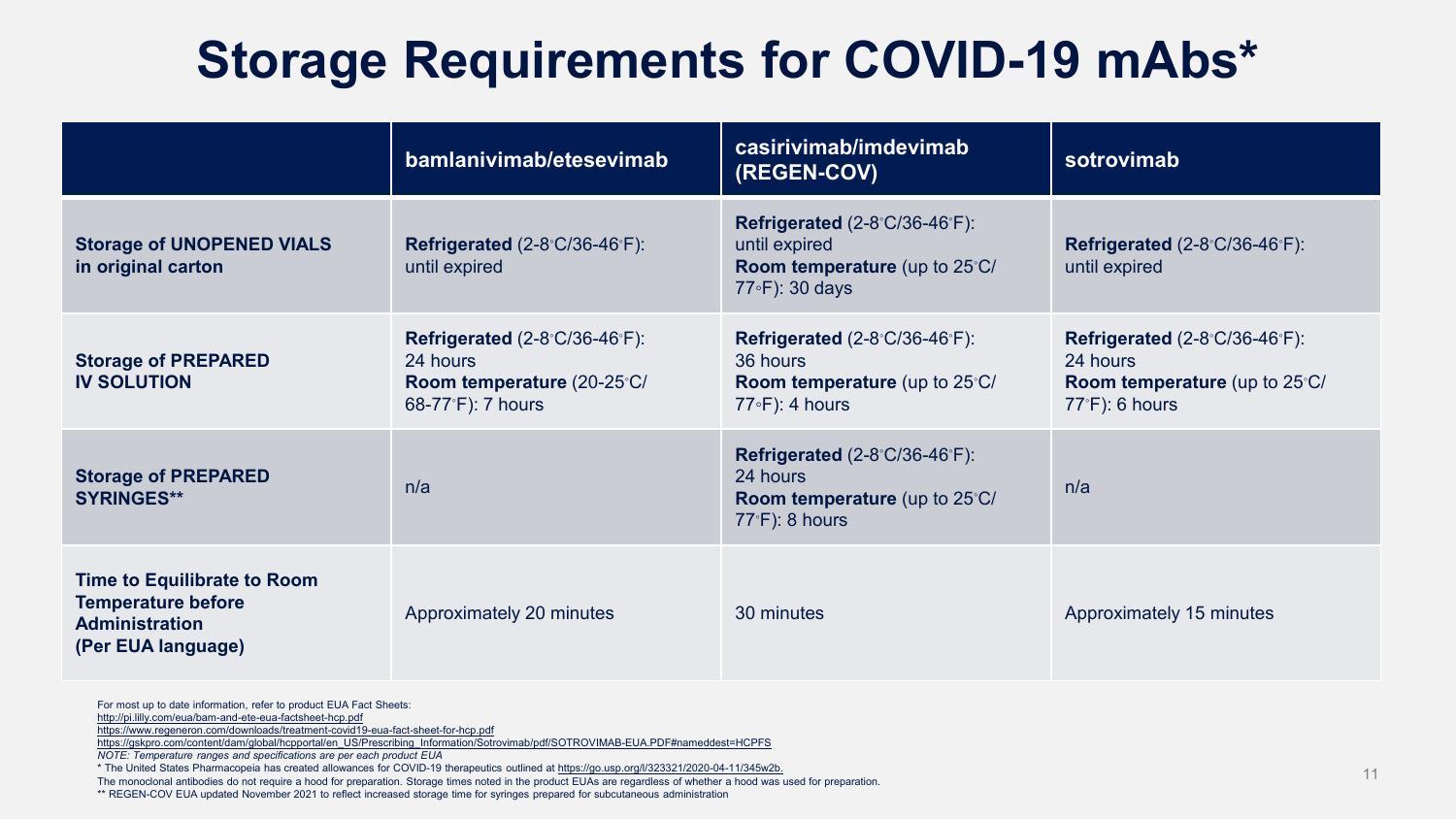# Storage Requirements for COVID-19 mAbs*

| | bamlanivimab/etesevimab | casirivimab/imdevimab (REGEN-COV) | sotrovimab |
|---|---|---|---|
| **Storage of UNOPENED VIALS in original carton** | **Refrigerated** (2-8°C/36-46°F): until expired | **Refrigerated** (2-8°C/36-46°F): until expired **Room temperature** (up to 25°C/ 77°F): 30 days | **Refrigerated** (2-8°C/36-46°F): until expired |
| **Storage of PREPARED IV SOLUTION** | **Refrigerated** (2-8°C/36-46°F): 24 hours **Room temperature** (20-25°C/ 68-77°F): 7 hours | **Refrigerated** (2-8°C/36-46°F): 36 hours **Room temperature** (up to 25°C/ 77°F): 4 hours | **Refrigerated** (2-8°C/36-46°F): 24 hours **Room temperature** (up to 25°C/ 77°F): 6 hours |
| **Storage of PREPARED SYRINGES**** | n/a | **Refrigerated** (2-8°C/36-46°F): 24 hours **Room temperature** (up to 25°C/ 77°F): 8 hours | n/a |
| **Time to Equilibrate to Room Temperature before Administration (Per EUA language)** | Approximately 20 minutes | 30 minutes | Approximately 15 minutes |

For most up to date information, refer to product EUA Fact Sheets:
http://pi.lilly.com/eua/bam-and-ete-eua-factsheet-hcp.pdf
https://www.regeneron.com/downloads/treatment-covid19-eua-fact-sheet-for-hcp.pdf
https://gskpro.com/content/dam/global/hcpportal/en_US/Prescribing_Information/Sotrovimab/pdf/SOTROVIMAB-EUA.PDF#nameddest=HCPFS

*NOTE: Temperature ranges and specifications are per each product EUA*

* The United States Pharmacopeia has created allowances for COVID-19 therapeutics outlined at https://go.usp.org/l/323321/2020-04-11/345w2b.

The monoclonal antibodies do not require a hood for preparation. Storage times noted in the product EUAs are regardless of whether a hood was used for preparation.

** REGEN-COV EUA updated November 2021 to reflect increased storage time for syringes prepared for subcutaneous administration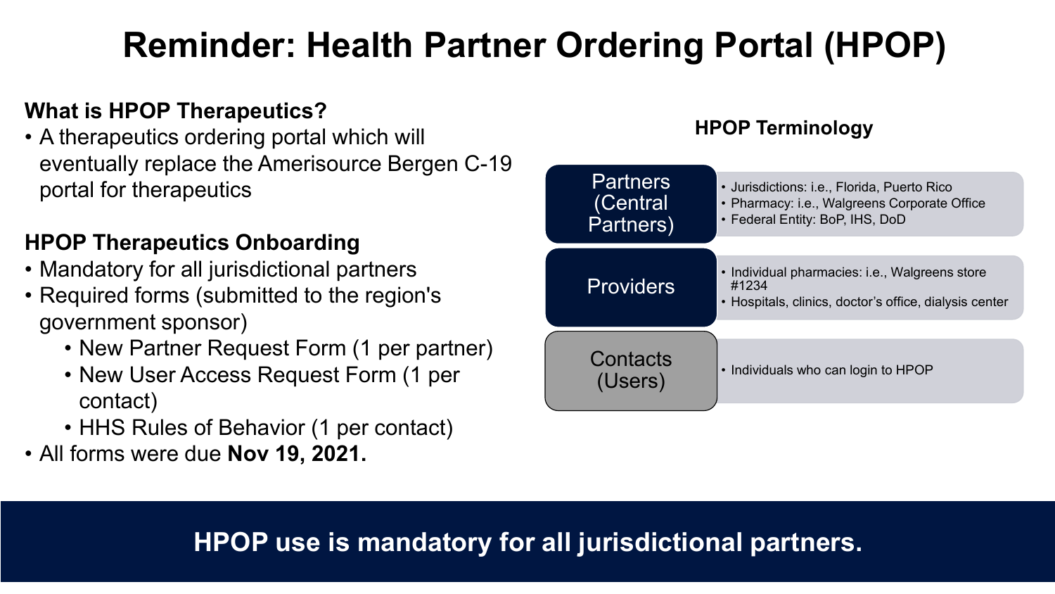# Reminder: Health Partner Ordering Portal (HPOP)

**What is HPOP Therapeutics?**

- A therapeutics ordering portal which will eventually replace the Amerisource Bergen C-19 portal for therapeutics

**HPOP Therapeutics Onboarding**

- Mandatory for all jurisdictional partners
- Required forms (submitted to the region's government sponsor)
  - New Partner Request Form (1 per partner)
  - New User Access Request Form (1 per contact)
  - HHS Rules of Behavior (1 per contact)
- All forms were due **Nov 19, 2021.**

**HPOP Terminology**

| Term | Description |
| --- | --- |
| Partners (Central Partners) | • Jurisdictions: i.e., Florida, Puerto Rico<br>• Pharmacy: i.e., Walgreens Corporate Office<br>• Federal Entity: BoP, IHS, DoD |
| Providers | • Individual pharmacies: i.e., Walgreens store #1234<br>• Hospitals, clinics, doctor's office, dialysis center |
| Contacts (Users) | • Individuals who can login to HPOP |

**HPOP use is mandatory for all jurisdictional partners.**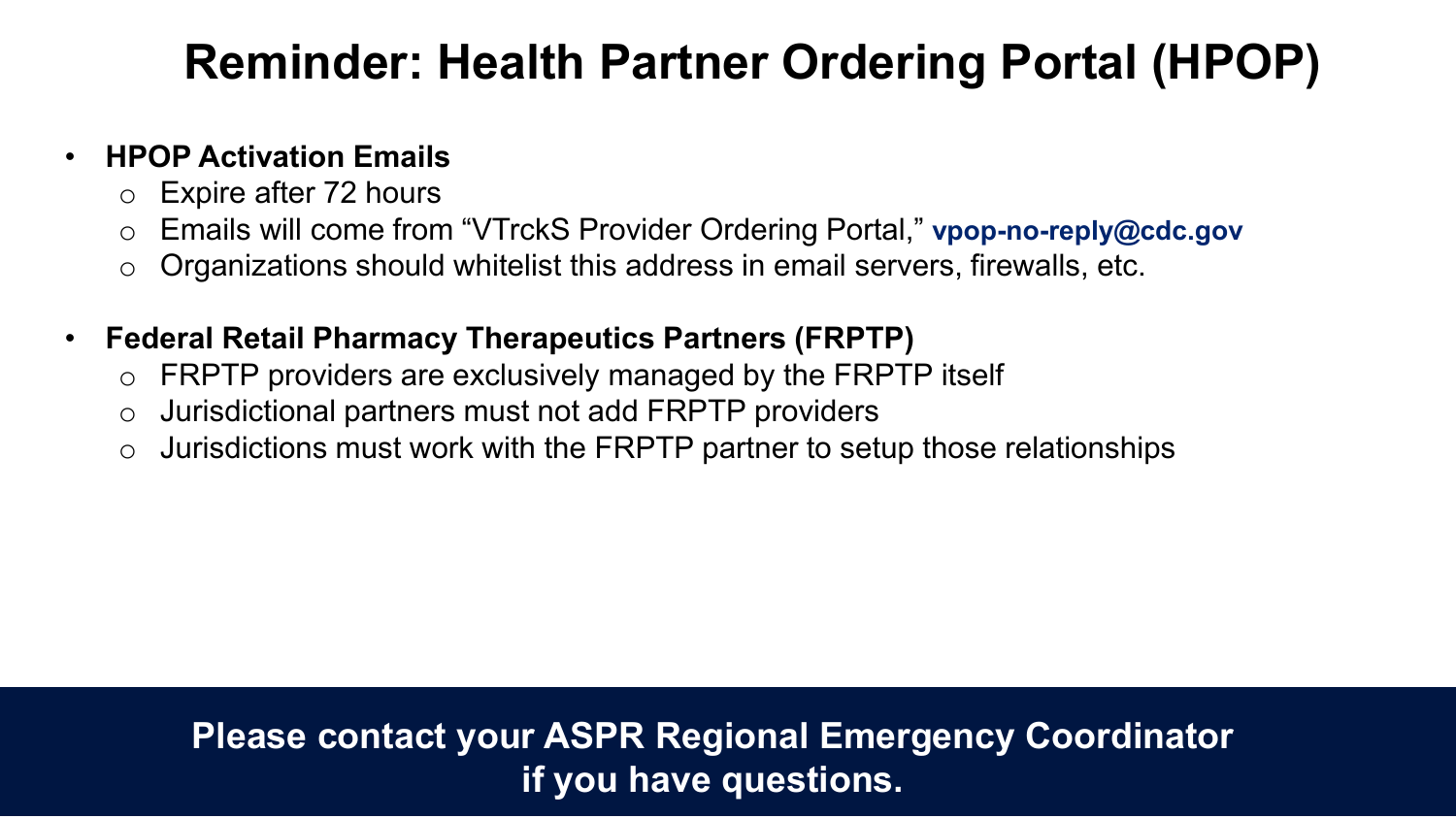# Reminder: Health Partner Ordering Portal (HPOP)

- **HPOP Activation Emails**
  - Expire after 72 hours
  - Emails will come from “VTrckS Provider Ordering Portal,” **vpop-no-reply@cdc.gov**
  - Organizations should whitelist this address in email servers, firewalls, etc.

- **Federal Retail Pharmacy Therapeutics Partners (FRPTP)**
  - FRPTP providers are exclusively managed by the FRPTP itself
  - Jurisdictional partners must not add FRPTP providers
  - Jurisdictions must work with the FRPTP partner to setup those relationships

**Please contact your ASPR Regional Emergency Coordinator if you have questions.**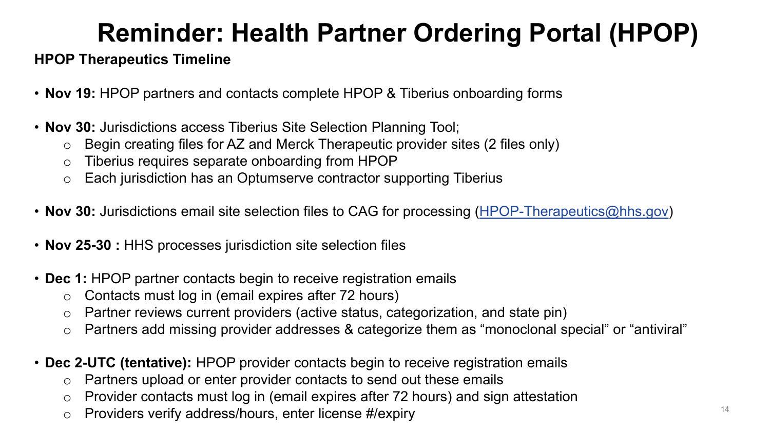# Reminder: Health Partner Ordering Portal (HPOP)

**HPOP Therapeutics Timeline**

- **Nov 19:** HPOP partners and contacts complete HPOP & Tiberius onboarding forms
- **Nov 30:** Jurisdictions access Tiberius Site Selection Planning Tool;
  - Begin creating files for AZ and Merck Therapeutic provider sites (2 files only)
  - Tiberius requires separate onboarding from HPOP
  - Each jurisdiction has an Optumserve contractor supporting Tiberius
- **Nov 30:** Jurisdictions email site selection files to CAG for processing (HPOP-Therapeutics@hhs.gov)
- **Nov 25-30 :** HHS processes jurisdiction site selection files
- **Dec 1:** HPOP partner contacts begin to receive registration emails
  - Contacts must log in (email expires after 72 hours)
  - Partner reviews current providers (active status, categorization, and state pin)
  - Partners add missing provider addresses & categorize them as "monoclonal special" or "antiviral"
- **Dec 2-UTC (tentative):** HPOP provider contacts begin to receive registration emails
  - Partners upload or enter provider contacts to send out these emails
  - Provider contacts must log in (email expires after 72 hours) and sign attestation
  - Providers verify address/hours, enter license #/expiry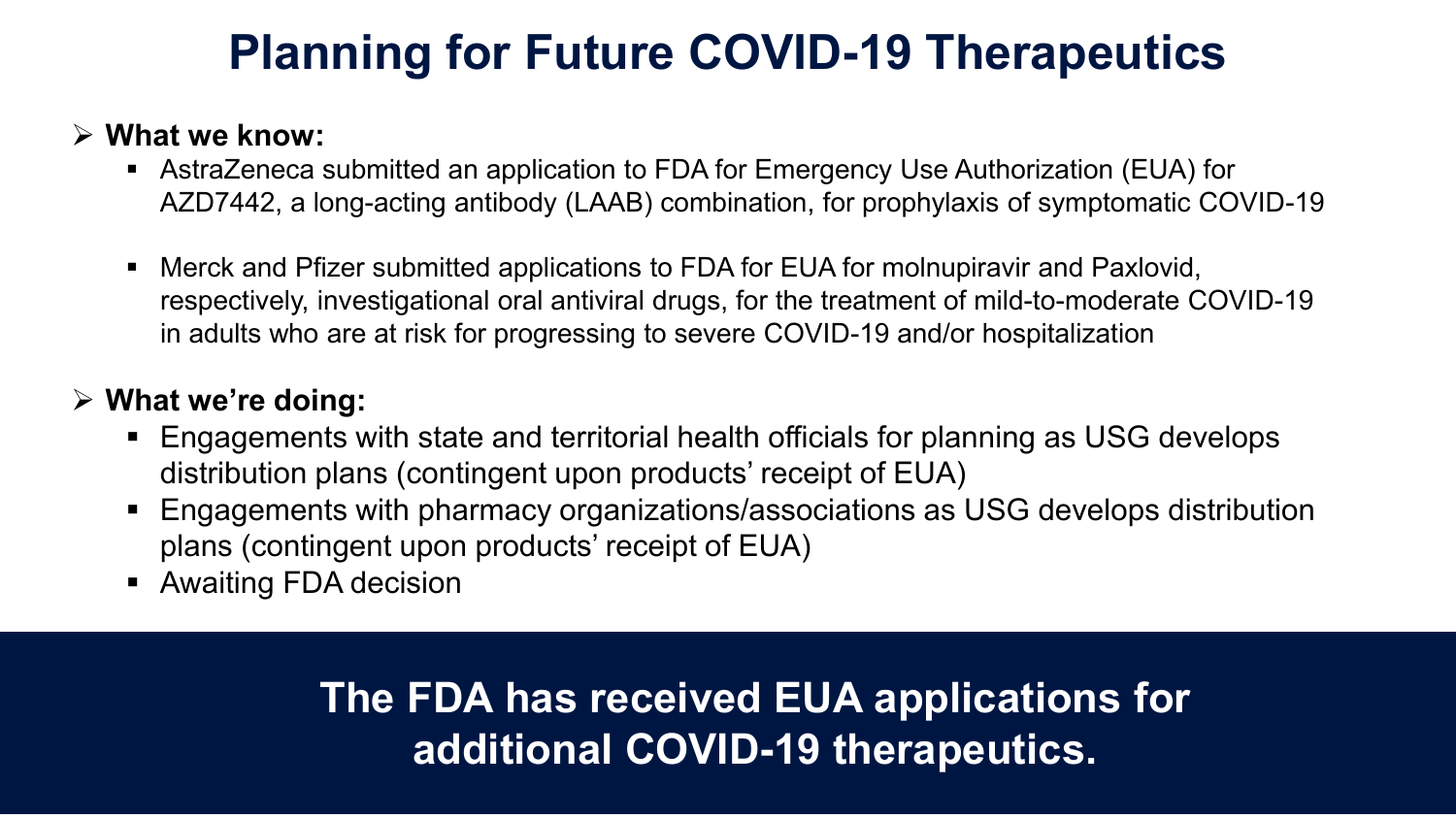# Planning for Future COVID-19 Therapeutics

- **What we know:**
  - AstraZeneca submitted an application to FDA for Emergency Use Authorization (EUA) for AZD7442, a long-acting antibody (LAAB) combination, for prophylaxis of symptomatic COVID-19
  - Merck and Pfizer submitted applications to FDA for EUA for molnupiravir and Paxlovid, respectively, investigational oral antiviral drugs, for the treatment of mild-to-moderate COVID-19 in adults who are at risk for progressing to severe COVID-19 and/or hospitalization
- **What we're doing:**
  - Engagements with state and territorial health officials for planning as USG develops distribution plans (contingent upon products' receipt of EUA)
  - Engagements with pharmacy organizations/associations as USG develops distribution plans (contingent upon products' receipt of EUA)
  - Awaiting FDA decision

**The FDA has received EUA applications for additional COVID-19 therapeutics.**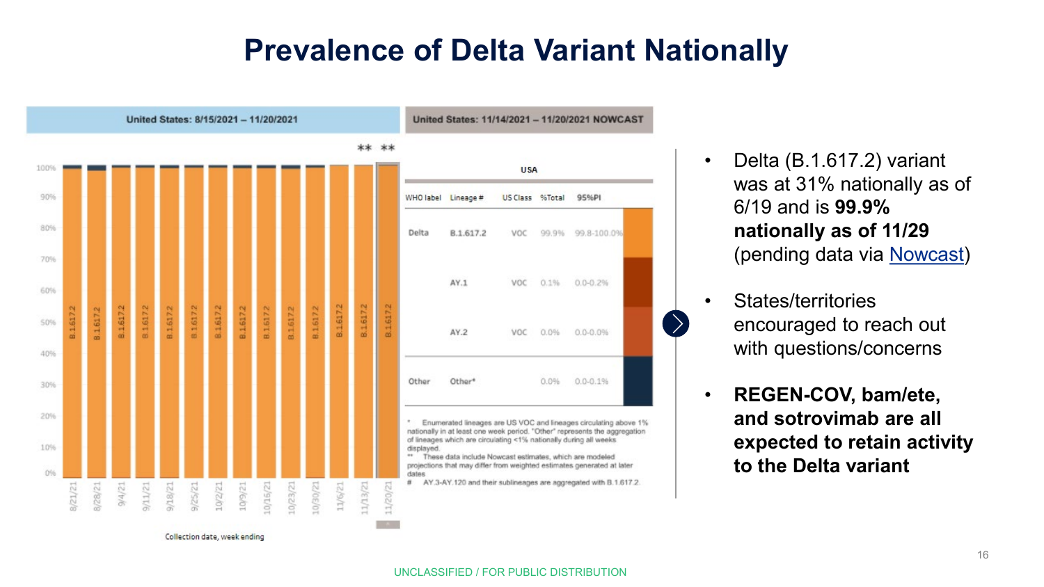# Prevalence of Delta Variant Nationally

**United States: 8/15/2021 – 11/20/2021**

| Collection date, week ending | Lineage |
|---|---|
| 8/21/21 | B.1.617.2 |
| 8/28/21 | B.1.617.2 |
| 9/4/21 | B.1.617.2 |
| 9/11/21 | B.1.617.2 |
| 9/18/21 | B.1.617.2 |
| 9/25/21 | B.1.617.2 |
| 10/2/21 | B.1.617.2 |
| 10/9/21 | B.1.617.2 |
| 10/16/21 | B.1.617.2 |
| 10/23/21 | B.1.617.2 |
| 10/30/21 | B.1.617.2 |
| 11/6/21 | B.1.617.2 |
| 11/13/21 ** | B.1.617.2 |
| 11/20/21 ** | B.1.617.2 |

**United States: 11/14/2021 – 11/20/2021 NOWCAST**

USA

| WHO label | Lineage # | US Class | %Total | 95%PI |
|---|---|---|---|---|
| Delta | B.1.617.2 | VOC | 99.9% | 99.8-100.0% |
| | AY.1 | VOC | 0.1% | 0.0-0.2% |
| | AY.2 | VOC | 0.0% | 0.0-0.0% |
| Other | Other* | | 0.0% | 0.0-0.1% |

\* Enumerated lineages are US VOC and lineages circulating above 1% nationally in at least one week period. "Other" represents the aggregation of lineages which are circulating <1% nationally during all weeks displayed.

** These data include Nowcast estimates, which are modeled projections that may differ from weighted estimates generated at later dates

\# AY.3-AY.120 and their sublineages are aggregated with B.1.617.2

- Delta (B.1.617.2) variant was at 31% nationally as of 6/19 and is **99.9% nationally as of 11/29** (pending data via Nowcast)
- States/territories encouraged to reach out with questions/concerns
- **REGEN-COV, bam/ete, and sotrovimab are all expected to retain activity to the Delta variant**

UNCLASSIFIED / FOR PUBLIC DISTRIBUTION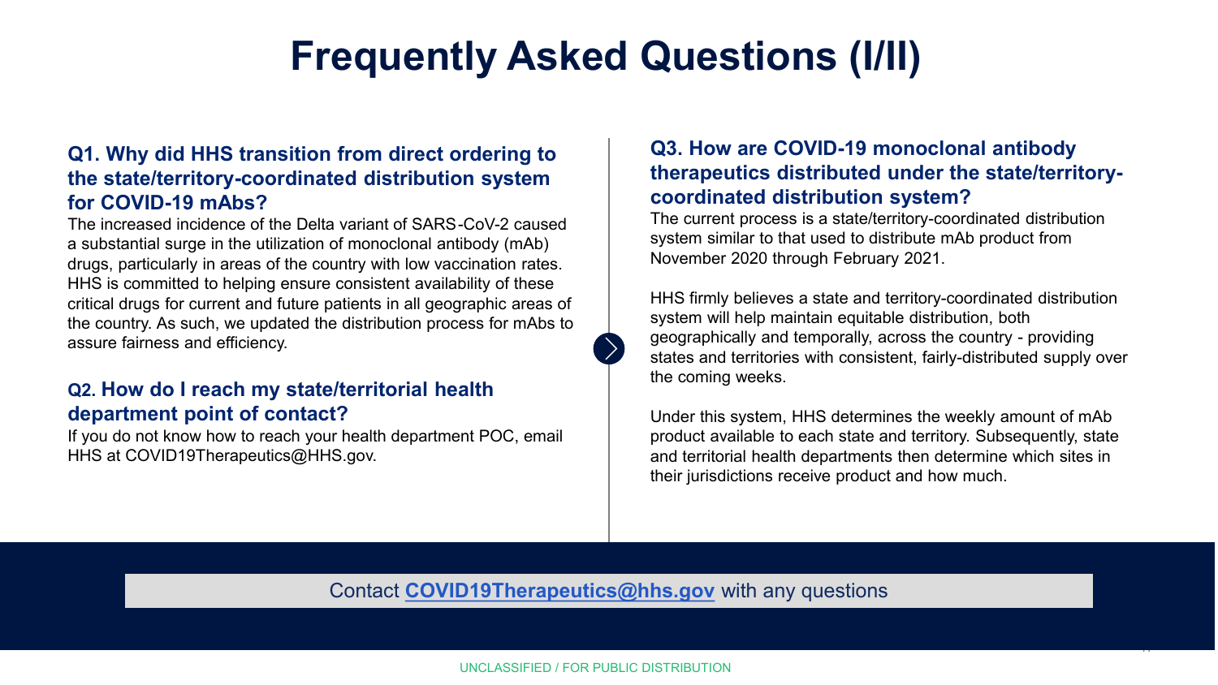# Frequently Asked Questions (I/II)

### Q1. Why did HHS transition from direct ordering to the state/territory-coordinated distribution system for COVID-19 mAbs?

The increased incidence of the Delta variant of SARS-CoV-2 caused a substantial surge in the utilization of monoclonal antibody (mAb) drugs, particularly in areas of the country with low vaccination rates. HHS is committed to helping ensure consistent availability of these critical drugs for current and future patients in all geographic areas of the country. As such, we updated the distribution process for mAbs to assure fairness and efficiency.

### Q2. How do I reach my state/territorial health department point of contact?

If you do not know how to reach your health department POC, email HHS at COVID19Therapeutics@HHS.gov.

### Q3. How are COVID-19 monoclonal antibody therapeutics distributed under the state/territory-coordinated distribution system?

The current process is a state/territory-coordinated distribution system similar to that used to distribute mAb product from November 2020 through February 2021.

HHS firmly believes a state and territory-coordinated distribution system will help maintain equitable distribution, both geographically and temporally, across the country - providing states and territories with consistent, fairly-distributed supply over the coming weeks.

Under this system, HHS determines the weekly amount of mAb product available to each state and territory. Subsequently, state and territorial health departments then determine which sites in their jurisdictions receive product and how much.

Contact **COVID19Therapeutics@hhs.gov** with any questions

UNCLASSIFIED / FOR PUBLIC DISTRIBUTION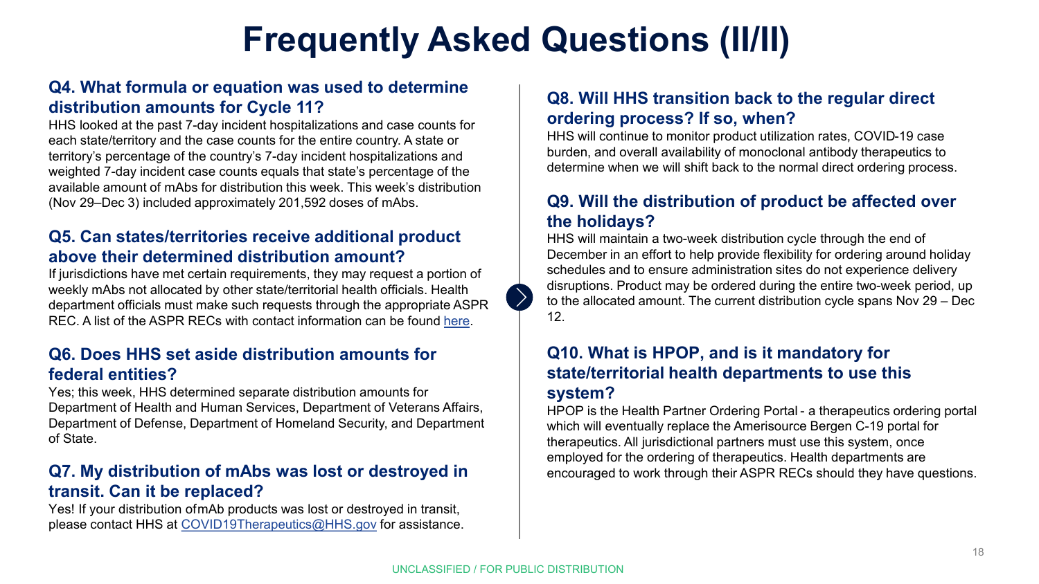# Frequently Asked Questions (II/II)

### Q4. What formula or equation was used to determine distribution amounts for Cycle 11?

HHS looked at the past 7-day incident hospitalizations and case counts for each state/territory and the case counts for the entire country. A state or territory's percentage of the country's 7-day incident hospitalizations and weighted 7-day incident case counts equals that state's percentage of the available amount of mAbs for distribution this week. This week's distribution (Nov 29–Dec 3) included approximately 201,592 doses of mAbs.

### Q5. Can states/territories receive additional product above their determined distribution amount?

If jurisdictions have met certain requirements, they may request a portion of weekly mAbs not allocated by other state/territorial health officials. Health department officials must make such requests through the appropriate ASPR REC. A list of the ASPR RECs with contact information can be found here.

### Q6. Does HHS set aside distribution amounts for federal entities?

Yes; this week, HHS determined separate distribution amounts for Department of Health and Human Services, Department of Veterans Affairs, Department of Defense, Department of Homeland Security, and Department of State.

### Q7. My distribution of mAbs was lost or destroyed in transit. Can it be replaced?

Yes! If your distribution ofmAb products was lost or destroyed in transit, please contact HHS at COVID19Therapeutics@HHS.gov for assistance.

### Q8. Will HHS transition back to the regular direct ordering process? If so, when?

HHS will continue to monitor product utilization rates, COVID-19 case burden, and overall availability of monoclonal antibody therapeutics to determine when we will shift back to the normal direct ordering process.

### Q9. Will the distribution of product be affected over the holidays?

HHS will maintain a two-week distribution cycle through the end of December in an effort to help provide flexibility for ordering around holiday schedules and to ensure administration sites do not experience delivery disruptions. Product may be ordered during the entire two-week period, up to the allocated amount. The current distribution cycle spans Nov 29 – Dec 12.

### Q10. What is HPOP, and is it mandatory for state/territorial health departments to use this system?

HPOP is the Health Partner Ordering Portal - a therapeutics ordering portal which will eventually replace the Amerisource Bergen C-19 portal for therapeutics. All jurisdictional partners must use this system, once employed for the ordering of therapeutics. Health departments are encouraged to work through their ASPR RECs should they have questions.

UNCLASSIFIED / FOR PUBLIC DISTRIBUTION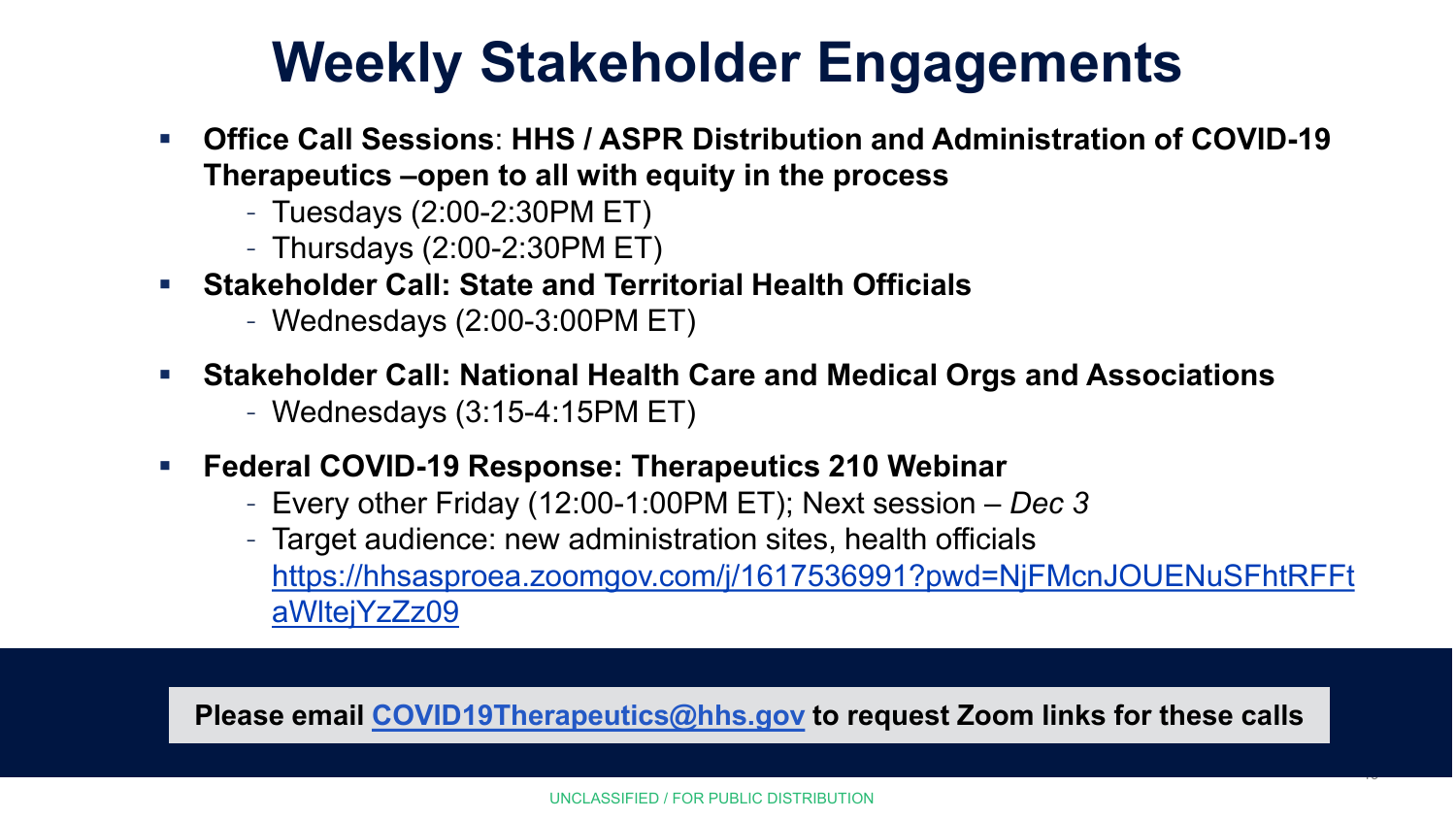# Weekly Stakeholder Engagements

- **Office Call Sessions**: **HHS / ASPR Distribution and Administration of COVID-19 Therapeutics –open to all with equity in the process**
  - Tuesdays (2:00-2:30PM ET)
  - Thursdays (2:00-2:30PM ET)
- **Stakeholder Call: State and Territorial Health Officials**
  - Wednesdays (2:00-3:00PM ET)
- **Stakeholder Call: National Health Care and Medical Orgs and Associations**
  - Wednesdays (3:15-4:15PM ET)
- **Federal COVID-19 Response: Therapeutics 210 Webinar**
  - Every other Friday (12:00-1:00PM ET); Next session – *Dec 3*
  - Target audience: new administration sites, health officials https://hhsasproea.zoomgov.com/j/1617536991?pwd=NjFMcnJOUENuSFhtRFFtaWltejYzZz09

**Please email COVID19Therapeutics@hhs.gov to request Zoom links for these calls**

UNCLASSIFIED / FOR PUBLIC DISTRIBUTION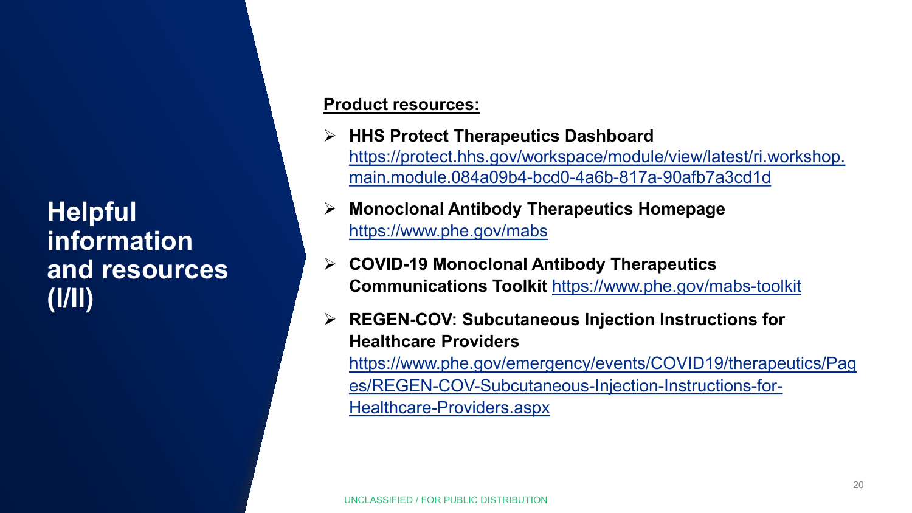# Helpful information and resources (I/II)

**Product resources:**

- **HHS Protect Therapeutics Dashboard** https://protect.hhs.gov/workspace/module/view/latest/ri.workshop.main.module.084a09b4-bcd0-4a6b-817a-90afb7a3cd1d
- **Monoclonal Antibody Therapeutics Homepage** https://www.phe.gov/mabs
- **COVID-19 Monoclonal Antibody Therapeutics Communications Toolkit** https://www.phe.gov/mabs-toolkit
- **REGEN-COV: Subcutaneous Injection Instructions for Healthcare Providers** https://www.phe.gov/emergency/events/COVID19/therapeutics/Pages/REGEN-COV-Subcutaneous-Injection-Instructions-for-Healthcare-Providers.aspx

UNCLASSIFIED / FOR PUBLIC DISTRIBUTION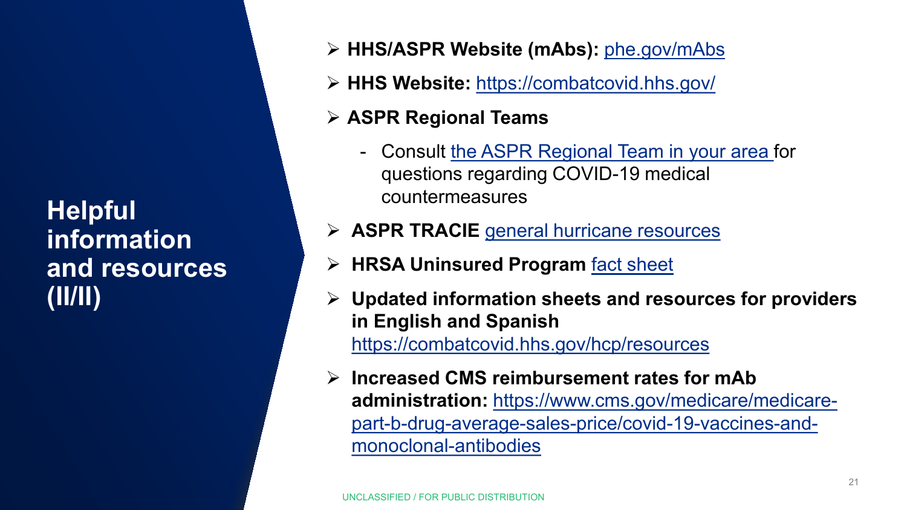# Helpful information and resources (II/II)

- **HHS/ASPR Website (mAbs):** phe.gov/mAbs
- **HHS Website:** https://combatcovid.hhs.gov/
- **ASPR Regional Teams**
  - Consult the ASPR Regional Team in your area for questions regarding COVID-19 medical countermeasures
- **ASPR TRACIE** general hurricane resources
- **HRSA Uninsured Program** fact sheet
- **Updated information sheets and resources for providers in English and Spanish** https://combatcovid.hhs.gov/hcp/resources
- **Increased CMS reimbursement rates for mAb administration:** https://www.cms.gov/medicare/medicare-part-b-drug-average-sales-price/covid-19-vaccines-and-monoclonal-antibodies

UNCLASSIFIED / FOR PUBLIC DISTRIBUTION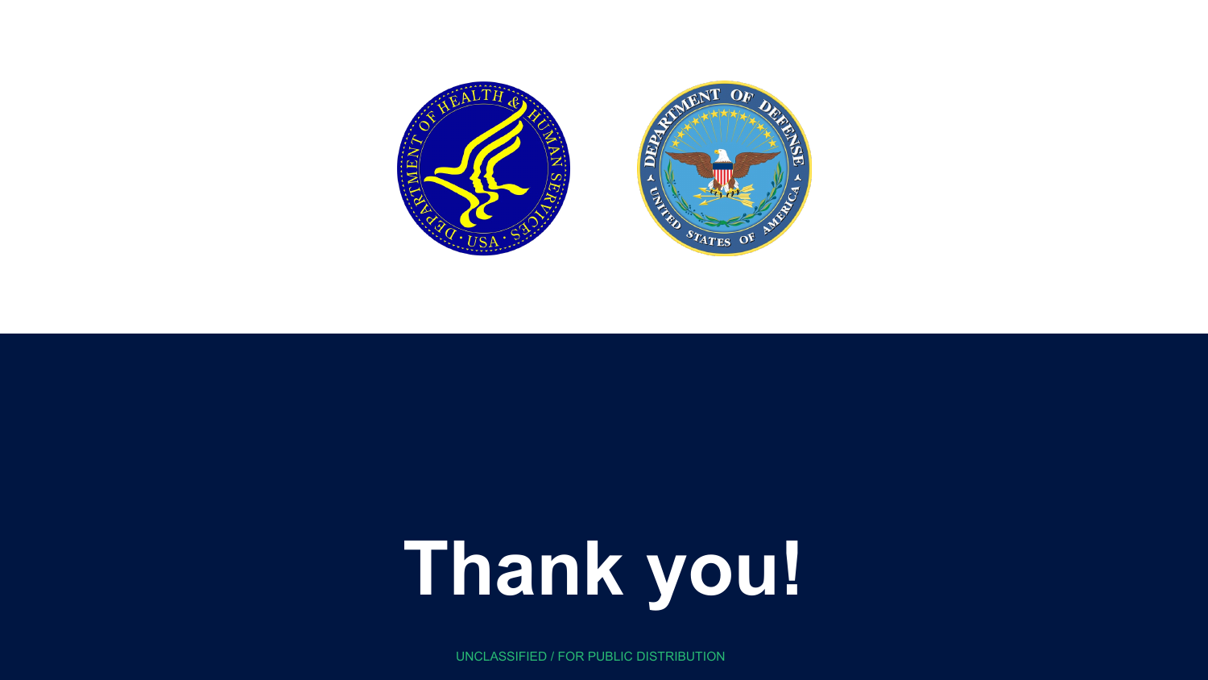# Thank you!

UNCLASSIFIED / FOR PUBLIC DISTRIBUTION